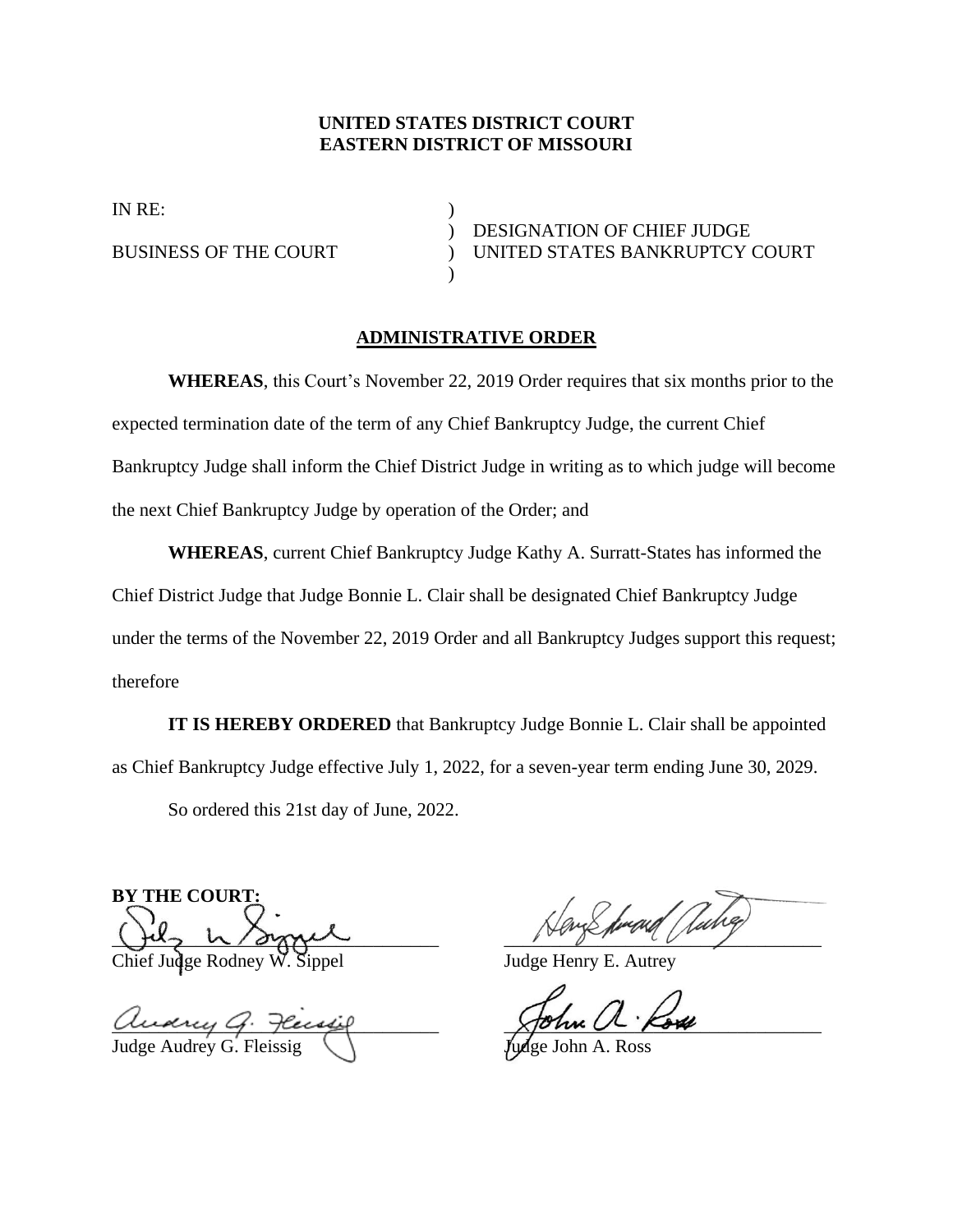**UNITED STATES DISTRICT COURT**
**EASTERN DISTRICT OF MISSOURI**

| | | |
|---|---|---|
| IN RE: | ) | |
| | ) | DESIGNATION OF CHIEF JUDGE |
| BUSINESS OF THE COURT | ) | UNITED STATES BANKRUPTCY COURT |
| | ) | |

**ADMINISTRATIVE ORDER**

**WHEREAS**, this Court's November 22, 2019 Order requires that six months prior to the expected termination date of the term of any Chief Bankruptcy Judge, the current Chief Bankruptcy Judge shall inform the Chief District Judge in writing as to which judge will become the next Chief Bankruptcy Judge by operation of the Order; and

**WHEREAS**, current Chief Bankruptcy Judge Kathy A. Surratt-States has informed the Chief District Judge that Judge Bonnie L. Clair shall be designated Chief Bankruptcy Judge under the terms of the November 22, 2019 Order and all Bankruptcy Judges support this request; therefore

**IT IS HEREBY ORDERED** that Bankruptcy Judge Bonnie L. Clair shall be appointed as Chief Bankruptcy Judge effective July 1, 2022, for a seven-year term ending June 30, 2029.

So ordered this 21st day of June, 2022.

**BY THE COURT:**

| | |
|---|---|
| Chief Judge Rodney W. Sippel | Judge Henry E. Autrey |
| Judge Audrey G. Fleissig | Judge John A. Ross |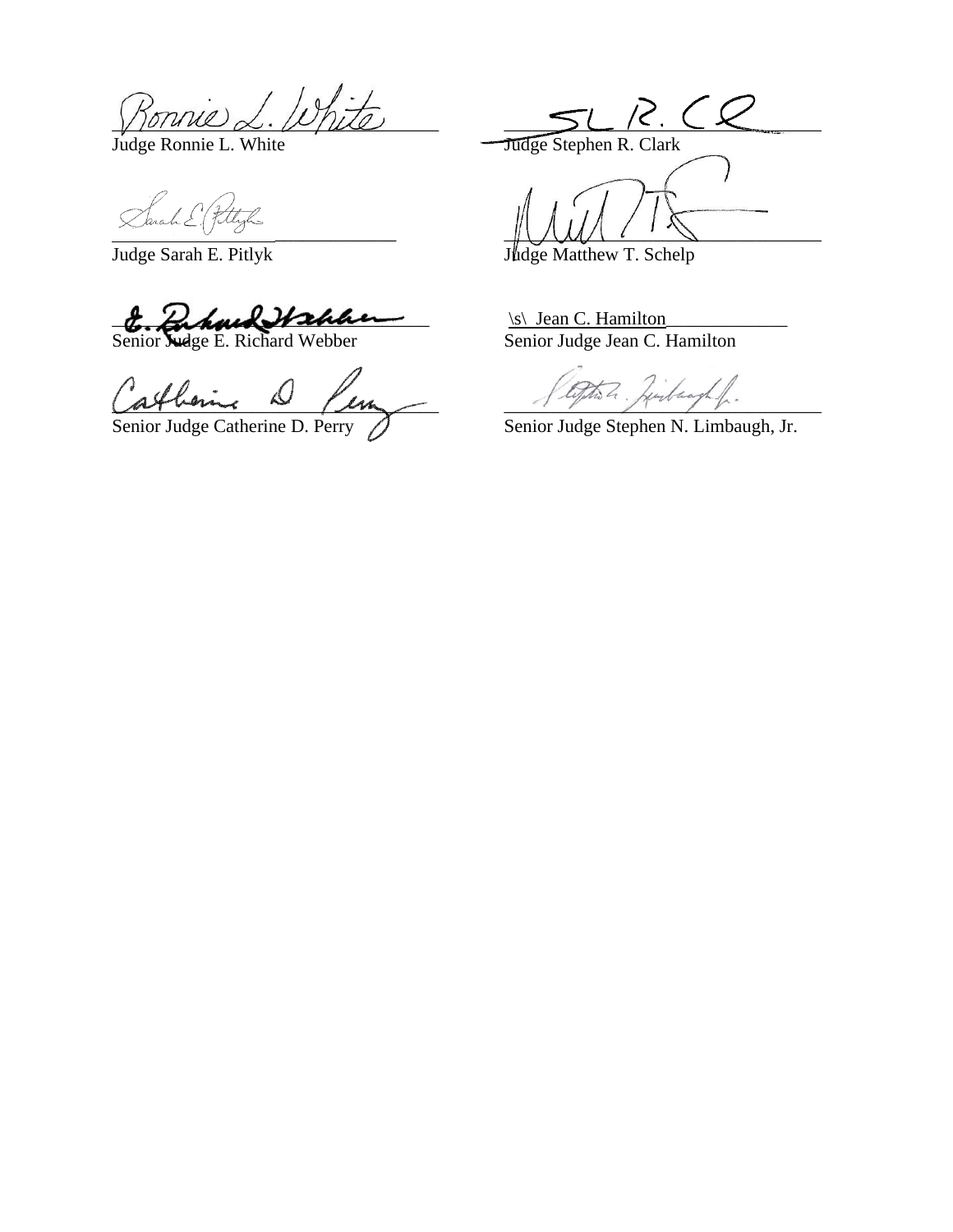Ronnie L. White
Judge Ronnie L. White

SL R. C
Judge Stephen R. Clark

Sarah E. Pitlyk
Judge Sarah E. Pitlyk

Judge Matthew T. Schelp

E. Richard Webber
Senior Judge E. Richard Webber

\s\ Jean C. Hamilton
Senior Judge Jean C. Hamilton

Catherine D. Perry
Senior Judge Catherine D. Perry

Stephen N. Limbaugh Jr.
Senior Judge Stephen N. Limbaugh, Jr.